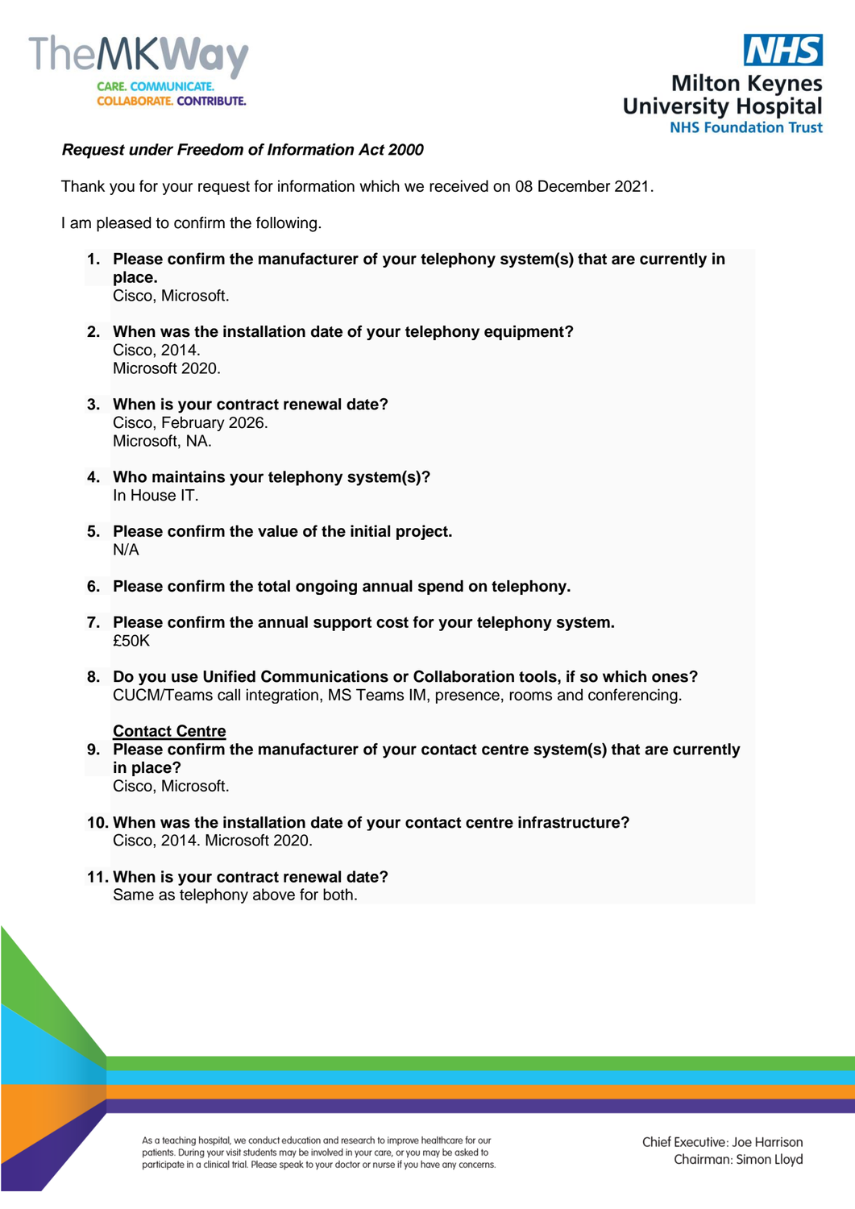***Request under Freedom of Information Act 2000***

Thank you for your request for information which we received on 08 December 2021.

I am pleased to confirm the following.

1. **Please confirm the manufacturer of your telephony system(s) that are currently in place.**
   Cisco, Microsoft.

2. **When was the installation date of your telephony equipment?**
   Cisco, 2014.
   Microsoft 2020.

3. **When is your contract renewal date?**
   Cisco, February 2026.
   Microsoft, NA.

4. **Who maintains your telephony system(s)?**
   In House IT.

5. **Please confirm the value of the initial project.**
   N/A

6. **Please confirm the total ongoing annual spend on telephony.**

7. **Please confirm the annual support cost for your telephony system.**
   £50K

8. **Do you use Unified Communications or Collaboration tools, if so which ones?**
   CUCM/Teams call integration, MS Teams IM, presence, rooms and conferencing.

   <u>**Contact Centre**</u>

9. **Please confirm the manufacturer of your contact centre system(s) that are currently in place?**
   Cisco, Microsoft.

10. **When was the installation date of your contact centre infrastructure?**
    Cisco, 2014. Microsoft 2020.

11. **When is your contract renewal date?**
    Same as telephony above for both.

As a teaching hospital, we conduct education and research to improve healthcare for our patients. During your visit students may be involved in your care, or you may be asked to participate in a clinical trial. Please speak to your doctor or nurse if you have any concerns.

Chief Executive: Joe Harrison
Chairman: Simon Lloyd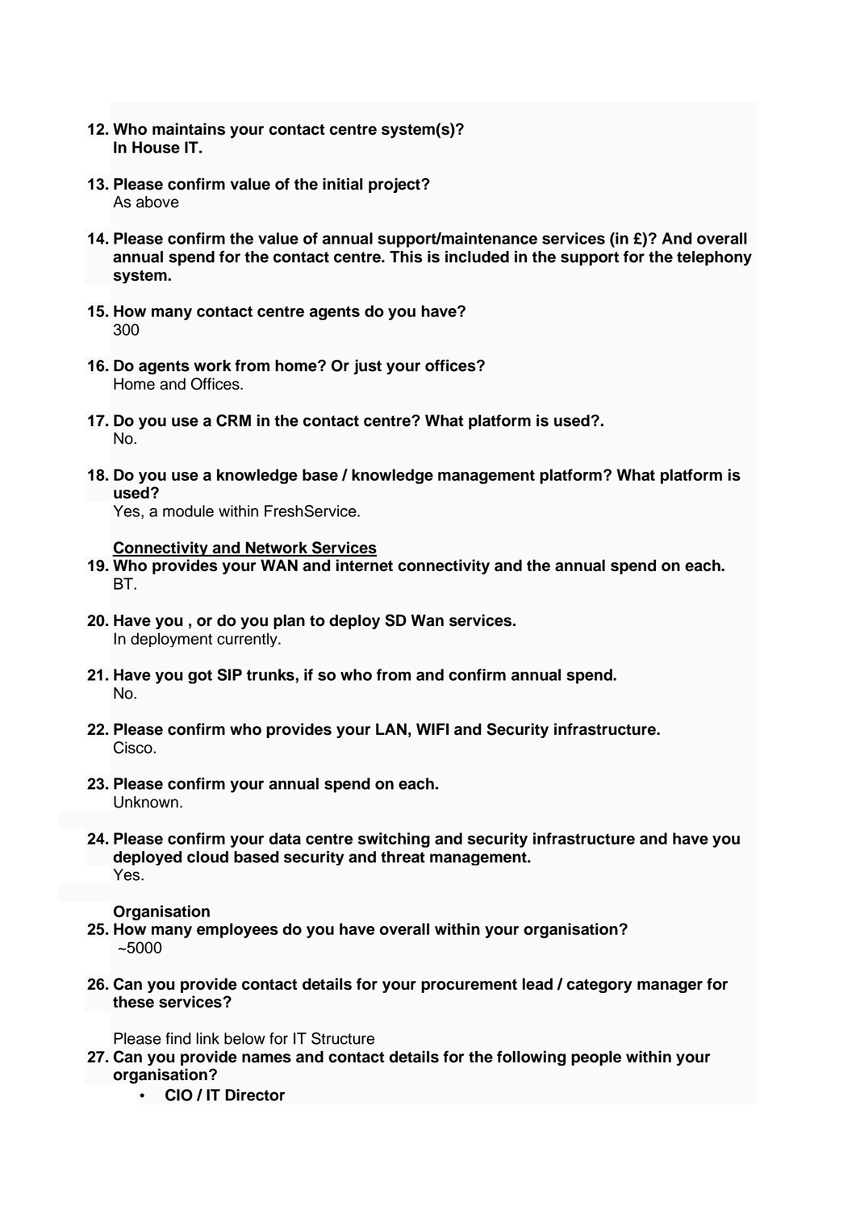12. **Who maintains your contact centre system(s)?**
    **In House IT.**

13. **Please confirm value of the initial project?**
    As above

14. **Please confirm the value of annual support/maintenance services (in £)? And overall annual spend for the contact centre. This is included in the support for the telephony system.**

15. **How many contact centre agents do you have?**
    300

16. **Do agents work from home? Or just your offices?**
    Home and Offices.

17. **Do you use a CRM in the contact centre? What platform is used?.**
    No.

18. **Do you use a knowledge base / knowledge management platform? What platform is used?**
    Yes, a module within FreshService.

**<u>Connectivity and Network Services</u>**

19. **Who provides your WAN and internet connectivity and the annual spend on each.**
    BT.

20. **Have you , or do you plan to deploy SD Wan services.**
    In deployment currently.

21. **Have you got SIP trunks, if so who from and confirm annual spend.**
    No.

22. **Please confirm who provides your LAN, WIFI and Security infrastructure.**
    Cisco.

23. **Please confirm your annual spend on each.**
    Unknown.

24. **Please confirm your data centre switching and security infrastructure and have you deployed cloud based security and threat management.**
    Yes.

**Organisation**

25. **How many employees do you have overall within your organisation?**
    ~5000

26. **Can you provide contact details for your procurement lead / category manager for these services?**

    Please find link below for IT Structure

27. **Can you provide names and contact details for the following people within your organisation?**
    - **CIO / IT Director**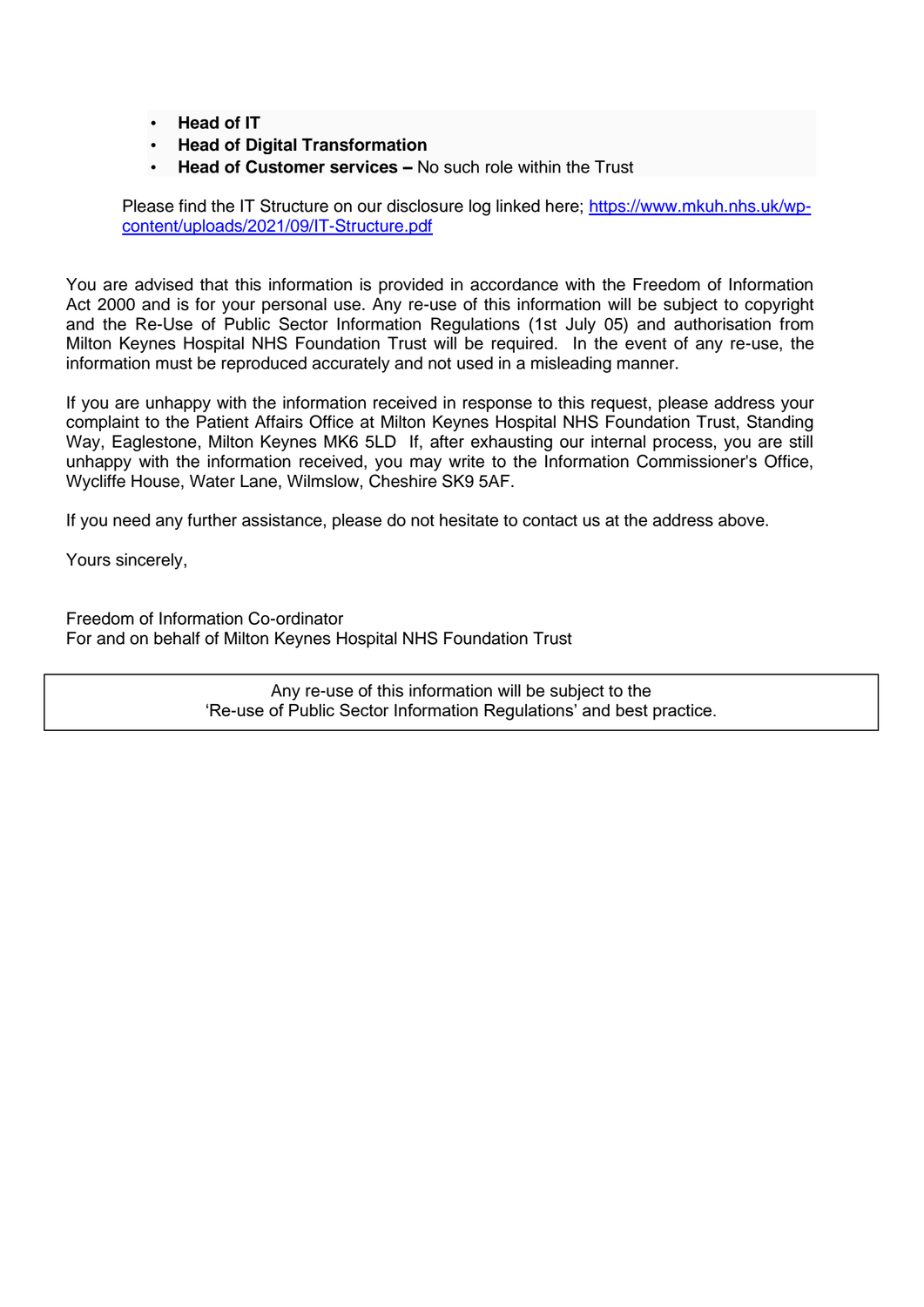- **Head of IT**
- **Head of Digital Transformation**
- **Head of Customer services –** No such role within the Trust

Please find the IT Structure on our disclosure log linked here; [https://www.mkuh.nhs.uk/wp-content/uploads/2021/09/IT-Structure.pdf](https://www.mkuh.nhs.uk/wp-content/uploads/2021/09/IT-Structure.pdf)

You are advised that this information is provided in accordance with the Freedom of Information Act 2000 and is for your personal use. Any re-use of this information will be subject to copyright and the Re-Use of Public Sector Information Regulations (1st July 05) and authorisation from Milton Keynes Hospital NHS Foundation Trust will be required. In the event of any re-use, the information must be reproduced accurately and not used in a misleading manner.

If you are unhappy with the information received in response to this request, please address your complaint to the Patient Affairs Office at Milton Keynes Hospital NHS Foundation Trust, Standing Way, Eaglestone, Milton Keynes MK6 5LD If, after exhausting our internal process, you are still unhappy with the information received, you may write to the Information Commissioner's Office, Wycliffe House, Water Lane, Wilmslow, Cheshire SK9 5AF.

If you need any further assistance, please do not hesitate to contact us at the address above.

Yours sincerely,

Freedom of Information Co-ordinator
For and on behalf of Milton Keynes Hospital NHS Foundation Trust

Any re-use of this information will be subject to the
'Re-use of Public Sector Information Regulations' and best practice.